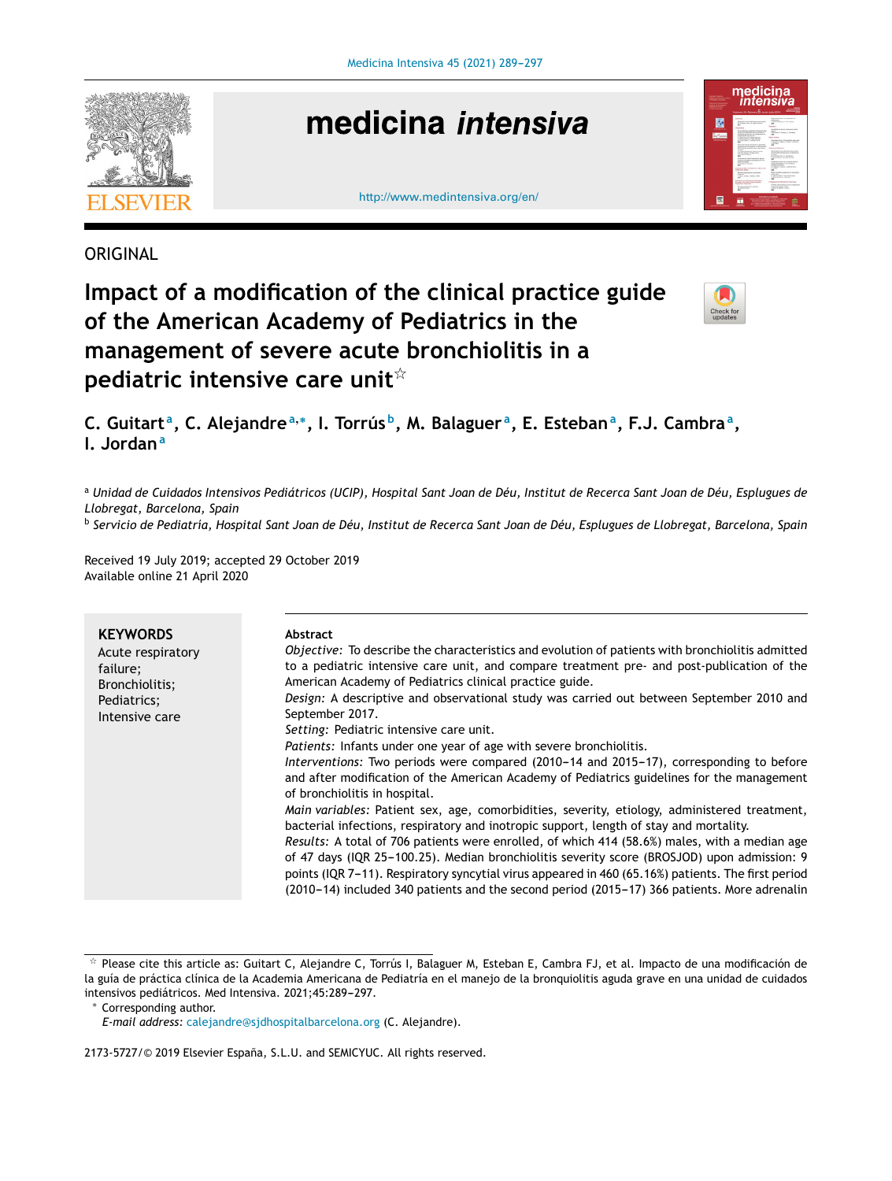ORIGINAL

# Impact of a modification of the clinical practice guide of the American Academy of Pediatrics in the management of severe acute bronchiolitis in a pediatric intensive care unit☆

C. Guitart[a], C. Alejandre[a,*], I. Torrús[b], M. Balaguer[a], E. Esteban[a], F.J. Cambra[a], I. Jordan[a]

[a] *Unidad de Cuidados Intensivos Pediátricos (UCIP), Hospital Sant Joan de Déu, Institut de Recerca Sant Joan de Déu, Esplugues de Llobregat, Barcelona, Spain*

[b] *Servicio de Pediatría, Hospital Sant Joan de Déu, Institut de Recerca Sant Joan de Déu, Esplugues de Llobregat, Barcelona, Spain*

Received 19 July 2019; accepted 29 October 2019
Available online 21 April 2020

**KEYWORDS**
Acute respiratory failure;
Bronchiolitis;
Pediatrics;
Intensive care

**Abstract**

*Objective:* To describe the characteristics and evolution of patients with bronchiolitis admitted to a pediatric intensive care unit, and compare treatment pre- and post-publication of the American Academy of Pediatrics clinical practice guide.

*Design:* A descriptive and observational study was carried out between September 2010 and September 2017.

*Setting:* Pediatric intensive care unit.

*Patients:* Infants under one year of age with severe bronchiolitis.

*Interventions:* Two periods were compared (2010–14 and 2015–17), corresponding to before and after modification of the American Academy of Pediatrics guidelines for the management of bronchiolitis in hospital.

*Main variables:* Patient sex, age, comorbidities, severity, etiology, administered treatment, bacterial infections, respiratory and inotropic support, length of stay and mortality.

*Results:* A total of 706 patients were enrolled, of which 414 (58.6%) males, with a median age of 47 days (IQR 25–100.25). Median bronchiolitis severity score (BROSJOD) upon admission: 9 points (IQR 7–11). Respiratory syncytial virus appeared in 460 (65.16%) patients. The first period (2010–14) included 340 patients and the second period (2015–17) 366 patients. More adrenalin

☆ Please cite this article as: Guitart C, Alejandre C, Torrús I, Balaguer M, Esteban E, Cambra FJ, et al. Impacto de una modificación de la guía de práctica clínica de la Academia Americana de Pediatría en el manejo de la bronquiolitis aguda grave en una unidad de cuidados intensivos pediátricos. Med Intensiva. 2021;45:289–297.

\* Corresponding author.
*E-mail address:* calejandre@sjdhospitalbarcelona.org (C. Alejandre).

2173-5727/© 2019 Elsevier España, S.L.U. and SEMICYUC. All rights reserved.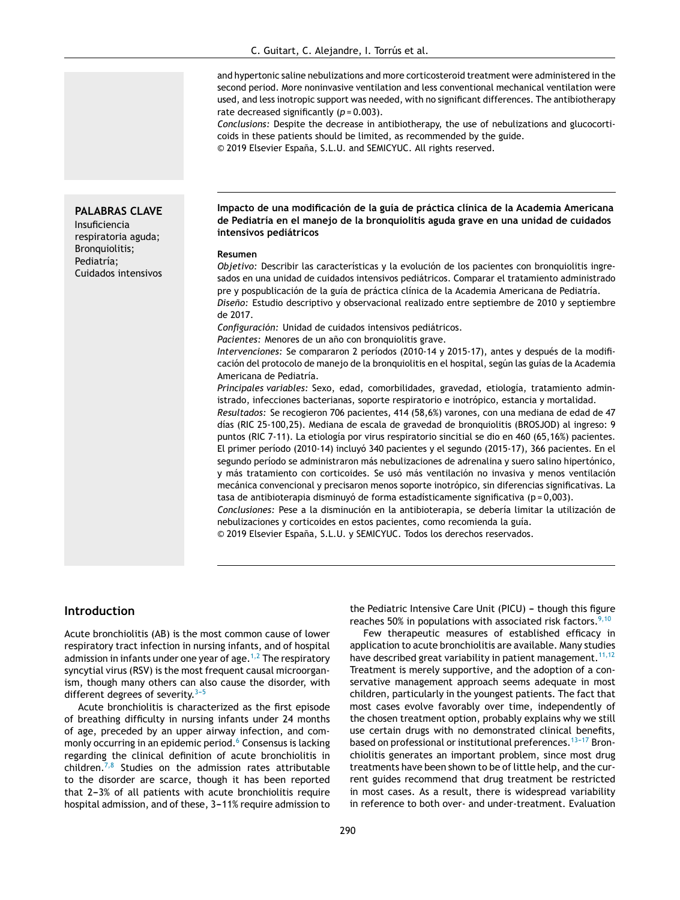and hypertonic saline nebulizations and more corticosteroid treatment were administered in the second period. More noninvasive ventilation and less conventional mechanical ventilation were used, and less inotropic support was needed, with no significant differences. The antibiotherapy rate decreased significantly ($p = 0.003$).

*Conclusions:* Despite the decrease in antibiotherapy, the use of nebulizations and glucocorticoids in these patients should be limited, as recommended by the guide.

© 2019 Elsevier España, S.L.U. and SEMICYUC. All rights reserved.

**PALABRAS CLAVE**
Insuficiencia respiratoria aguda;
Bronquiolitis;
Pediatría;
Cuidados intensivos

**Impacto de una modificación de la guía de práctica clínica de la Academia Americana de Pediatría en el manejo de la bronquiolitis aguda grave en una unidad de cuidados intensivos pediátricos**

**Resumen**

*Objetivo:* Describir las características y la evolución de los pacientes con bronquiolitis ingresados en una unidad de cuidados intensivos pediátricos. Comparar el tratamiento administrado pre y pospublicación de la guía de práctica clínica de la Academia Americana de Pediatría.

*Diseño:* Estudio descriptivo y observacional realizado entre septiembre de 2010 y septiembre de 2017.

*Configuración:* Unidad de cuidados intensivos pediátricos.

*Pacientes:* Menores de un año con bronquiolitis grave.

*Intervenciones:* Se compararon 2 períodos (2010-14 y 2015-17), antes y después de la modificación del protocolo de manejo de la bronquiolitis en el hospital, según las guías de la Academia Americana de Pediatría.

*Principales variables:* Sexo, edad, comorbilidades, gravedad, etiología, tratamiento administrado, infecciones bacterianas, soporte respiratorio e inotrópico, estancia y mortalidad.

*Resultados:* Se recogieron 706 pacientes, 414 (58,6%) varones, con una mediana de edad de 47 días (RIC 25-100,25). Mediana de escala de gravedad de bronquiolitis (BROSJOD) al ingreso: 9 puntos (RIC 7-11). La etiología por virus respiratorio sincitial se dio en 460 (65,16%) pacientes. El primer período (2010-14) incluyó 340 pacientes y el segundo (2015-17), 366 pacientes. En el segundo período se administraron más nebulizaciones de adrenalina y suero salino hipertónico, y más tratamiento con corticoides. Se usó más ventilación no invasiva y menos ventilación mecánica convencional y precisaron menos soporte inotrópico, sin diferencias significativas. La tasa de antibioterapia disminuyó de forma estadísticamente significativa ($p = 0{,}003$).

*Conclusiones:* Pese a la disminución en la antibioterapia, se debería limitar la utilización de nebulizaciones y corticoides en estos pacientes, como recomienda la guía.

© 2019 Elsevier España, S.L.U. y SEMICYUC. Todos los derechos reservados.

## Introduction

Acute bronchiolitis (AB) is the most common cause of lower respiratory tract infection in nursing infants, and of hospital admission in infants under one year of age.[1,2] The respiratory syncytial virus (RSV) is the most frequent causal microorganism, though many others can also cause the disorder, with different degrees of severity.[3-5]

Acute bronchiolitis is characterized as the first episode of breathing difficulty in nursing infants under 24 months of age, preceded by an upper airway infection, and commonly occurring in an epidemic period.[6] Consensus is lacking regarding the clinical definition of acute bronchiolitis in children.[7,8] Studies on the admission rates attributable to the disorder are scarce, though it has been reported that 2-3% of all patients with acute bronchiolitis require hospital admission, and of these, 3-11% require admission to the Pediatric Intensive Care Unit (PICU) – though this figure reaches 50% in populations with associated risk factors.[9,10]

Few therapeutic measures of established efficacy in application to acute bronchiolitis are available. Many studies have described great variability in patient management.[11,12] Treatment is merely supportive, and the adoption of a conservative management approach seems adequate in most children, particularly in the youngest patients. The fact that most cases evolve favorably over time, independently of the chosen treatment option, probably explains why we still use certain drugs with no demonstrated clinical benefits, based on professional or institutional preferences.[13-17] Bronchiolitis generates an important problem, since most drug treatments have been shown to be of little help, and the current guides recommend that drug treatment be restricted in most cases. As a result, there is widespread variability in reference to both over- and under-treatment. Evaluation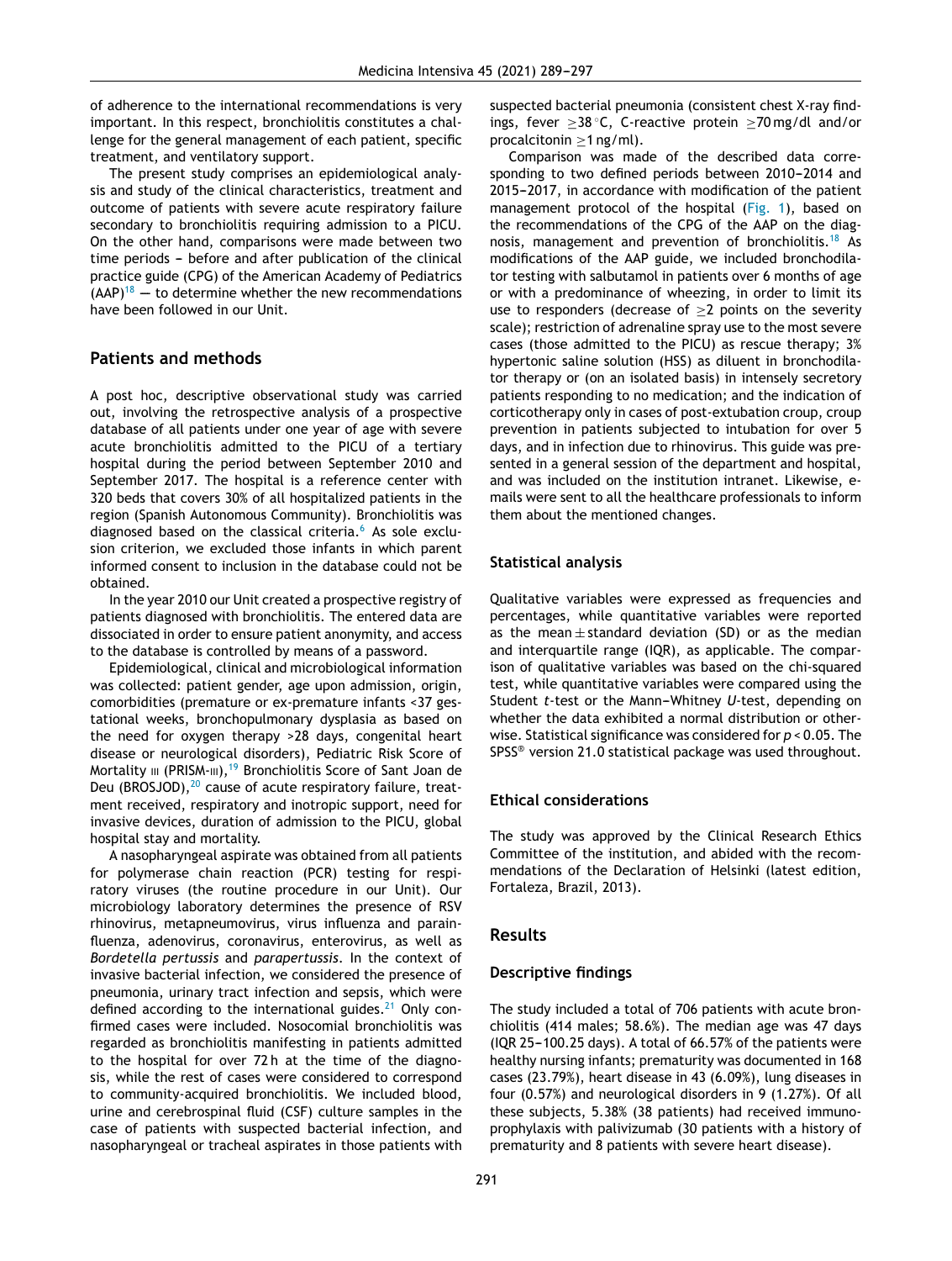of adherence to the international recommendations is very important. In this respect, bronchiolitis constitutes a challenge for the general management of each patient, specific treatment, and ventilatory support.

The present study comprises an epidemiological analysis and study of the clinical characteristics, treatment and outcome of patients with severe acute respiratory failure secondary to bronchiolitis requiring admission to a PICU. On the other hand, comparisons were made between two time periods – before and after publication of the clinical practice guide (CPG) of the American Academy of Pediatrics (AAP)[18] — to determine whether the new recommendations have been followed in our Unit.

## Patients and methods

A post hoc, descriptive observational study was carried out, involving the retrospective analysis of a prospective database of all patients under one year of age with severe acute bronchiolitis admitted to the PICU of a tertiary hospital during the period between September 2010 and September 2017. The hospital is a reference center with 320 beds that covers 30% of all hospitalized patients in the region (Spanish Autonomous Community). Bronchiolitis was diagnosed based on the classical criteria.[6] As sole exclusion criterion, we excluded those infants in which parent informed consent to inclusion in the database could not be obtained.

In the year 2010 our Unit created a prospective registry of patients diagnosed with bronchiolitis. The entered data are dissociated in order to ensure patient anonymity, and access to the database is controlled by means of a password.

Epidemiological, clinical and microbiological information was collected: patient gender, age upon admission, origin, comorbidities (premature or ex-premature infants <37 gestational weeks, bronchopulmonary dysplasia as based on the need for oxygen therapy >28 days, congenital heart disease or neurological disorders), Pediatric Risk Score of Mortality III (PRISM-III),[19] Bronchiolitis Score of Sant Joan de Deu (BROSJOD),[20] cause of acute respiratory failure, treatment received, respiratory and inotropic support, need for invasive devices, duration of admission to the PICU, global hospital stay and mortality.

A nasopharyngeal aspirate was obtained from all patients for polymerase chain reaction (PCR) testing for respiratory viruses (the routine procedure in our Unit). Our microbiology laboratory determines the presence of RSV rhinovirus, metapneumovirus, virus influenza and parainfluenza, adenovirus, coronavirus, enterovirus, as well as *Bordetella pertussis* and *parapertussis*. In the context of invasive bacterial infection, we considered the presence of pneumonia, urinary tract infection and sepsis, which were defined according to the international guides.[21] Only confirmed cases were included. Nosocomial bronchiolitis was regarded as bronchiolitis manifesting in patients admitted to the hospital for over 72 h at the time of the diagnosis, while the rest of cases were considered to correspond to community-acquired bronchiolitis. We included blood, urine and cerebrospinal fluid (CSF) culture samples in the case of patients with suspected bacterial infection, and nasopharyngeal or tracheal aspirates in those patients with suspected bacterial pneumonia (consistent chest X-ray findings, fever ≥38 °C, C-reactive protein ≥70 mg/dl and/or procalcitonin ≥1 ng/ml).

Comparison was made of the described data corresponding to two defined periods between 2010–2014 and 2015–2017, in accordance with modification of the patient management protocol of the hospital (Fig. 1), based on the recommendations of the CPG of the AAP on the diagnosis, management and prevention of bronchiolitis.[18] As modifications of the AAP guide, we included bronchodilator testing with salbutamol in patients over 6 months of age or with a predominance of wheezing, in order to limit its use to responders (decrease of ≥2 points on the severity scale); restriction of adrenaline spray use to the most severe cases (those admitted to the PICU) as rescue therapy; 3% hypertonic saline solution (HSS) as diluent in bronchodilator therapy or (on an isolated basis) in intensely secretory patients responding to no medication; and the indication of corticotherapy only in cases of post-extubation croup, croup prevention in patients subjected to intubation for over 5 days, and in infection due to rhinovirus. This guide was presented in a general session of the department and hospital, and was included on the institution intranet. Likewise, e-mails were sent to all the healthcare professionals to inform them about the mentioned changes.

### Statistical analysis

Qualitative variables were expressed as frequencies and percentages, while quantitative variables were reported as the mean ± standard deviation (SD) or as the median and interquartile range (IQR), as applicable. The comparison of qualitative variables was based on the chi-squared test, while quantitative variables were compared using the Student *t*-test or the Mann–Whitney *U*-test, depending on whether the data exhibited a normal distribution or otherwise. Statistical significance was considered for $p < 0.05$. The SPSS® version 21.0 statistical package was used throughout.

### Ethical considerations

The study was approved by the Clinical Research Ethics Committee of the institution, and abided with the recommendations of the Declaration of Helsinki (latest edition, Fortaleza, Brazil, 2013).

## Results

### Descriptive findings

The study included a total of 706 patients with acute bronchiolitis (414 males; 58.6%). The median age was 47 days (IQR 25–100.25 days). A total of 66.57% of the patients were healthy nursing infants; prematurity was documented in 168 cases (23.79%), heart disease in 43 (6.09%), lung diseases in four (0.57%) and neurological disorders in 9 (1.27%). Of all these subjects, 5.38% (38 patients) had received immunoprophylaxis with palivizumab (30 patients with a history of prematurity and 8 patients with severe heart disease).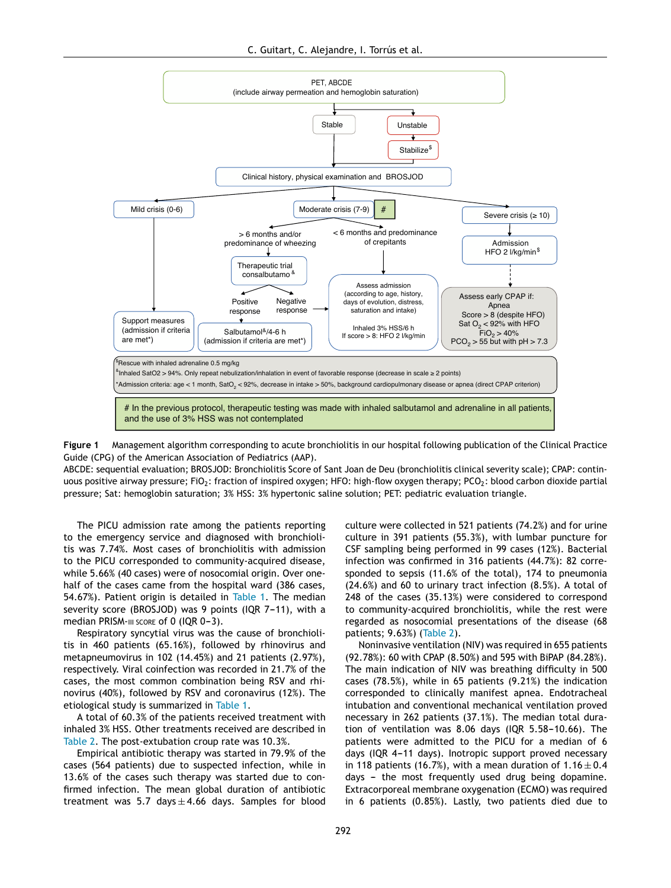PET, ABCDE
(include airway permeation and hemoglobin saturation)

Stable

Unstable

Stabilize[$]

Clinical history, physical examination and BROSJOD

Mild crisis (0-6)

Moderate crisis (7-9) #

Severe crisis (≥ 10)

> 6 months and/or predominance of wheezing

< 6 months and predominance of crepitants

Admission HFO 2 l/kg/min[$]

Therapeutic trial consalbutamo[&]

Positive response

Negative response

Assess admission (according to age, history, days of evolution, distress, saturation and intake)

Inhaled 3% HSS/6 h

If score > 8: HFO 2 l/kg/min

Assess early CPAP if:
Apnea
Score > 8 (despite HFO)
Sat $O_2$ < 92% with HFO
$FiO_2$ > 40%
$PCO_2$ > 55 but with pH > 7.3

Support measures (admission if criteria are met*)

Salbutamol[&]/4-6 h (admission if criteria are met*)

[$]Rescue with inhaled adrenaline 0.5 mg/kg

[&]Inhaled SatO2 > 94%. Only repeat nebulization/inhalation in event of favorable response (decrease in scale ≥ 2 points)

*Admission criteria: age < 1 month, $SatO_2$ < 92%, decrease in intake > 50%, background cardiopulmonary disease or apnea (direct CPAP criterion)

# In the previous protocol, therapeutic testing was made with inhaled salbutamol and adrenaline in all patients, and the use of 3% HSS was not contemplated

**Figure 1** Management algorithm corresponding to acute bronchiolitis in our hospital following publication of the Clinical Practice Guide (CPG) of the American Association of Pediatrics (AAP).
ABCDE: sequential evaluation; BROSJOD: Bronchiolitis Score of Sant Joan de Deu (bronchiolitis clinical severity scale); CPAP: continuous positive airway pressure; $FiO_2$: fraction of inspired oxygen; HFO: high-flow oxygen therapy; $PCO_2$: blood carbon dioxide partial pressure; Sat: hemoglobin saturation; 3% HSS: 3% hypertonic saline solution; PET: pediatric evaluation triangle.

The PICU admission rate among the patients reporting to the emergency service and diagnosed with bronchiolitis was 7.74%. Most cases of bronchiolitis with admission to the PICU corresponded to community-acquired disease, while 5.66% (40 cases) were of nosocomial origin. Over one-half of the cases came from the hospital ward (386 cases, 54.67%). Patient origin is detailed in Table 1. The median severity score (BROSJOD) was 9 points (IQR 7–11), with a median PRISM-III score of 0 (IQR 0–3).

Respiratory syncytial virus was the cause of bronchiolitis in 460 patients (65.16%), followed by rhinovirus and metapneumovirus in 102 (14.45%) and 21 patients (2.97%), respectively. Viral coinfection was recorded in 21.7% of the cases, the most common combination being RSV and rhinovirus (40%), followed by RSV and coronavirus (12%). The etiological study is summarized in Table 1.

A total of 60.3% of the patients received treatment with inhaled 3% HSS. Other treatments received are described in Table 2. The post-extubation croup rate was 10.3%.

Empirical antibiotic therapy was started in 79.9% of the cases (564 patients) due to suspected infection, while in 13.6% of the cases such therapy was started due to confirmed infection. The mean global duration of antibiotic treatment was 5.7 days ± 4.66 days. Samples for blood culture were collected in 521 patients (74.2%) and for urine culture in 391 patients (55.3%), with lumbar puncture for CSF sampling being performed in 99 cases (12%). Bacterial infection was confirmed in 316 patients (44.7%): 82 corresponded to sepsis (11.6% of the total), 174 to pneumonia (24.6%) and 60 to urinary tract infection (8.5%). A total of 248 of the cases (35.13%) were considered to correspond to community-acquired bronchiolitis, while the rest were regarded as nosocomial presentations of the disease (68 patients; 9.63%) (Table 2).

Noninvasive ventilation (NIV) was required in 655 patients (92.78%): 60 with CPAP (8.50%) and 595 with BiPAP (84.28%). The main indication of NIV was breathing difficulty in 500 cases (78.5%), while in 65 patients (9.21%) the indication corresponded to clinically manifest apnea. Endotracheal intubation and conventional mechanical ventilation proved necessary in 262 patients (37.1%). The median total duration of ventilation was 8.06 days (IQR 5.58–10.66). The patients were admitted to the PICU for a median of 6 days (IQR 4–11 days). Inotropic support proved necessary in 118 patients (16.7%), with a mean duration of 1.16 ± 0.4 days – the most frequently used drug being dopamine. Extracorporeal membrane oxygenation (ECMO) was required in 6 patients (0.85%). Lastly, two patients died due to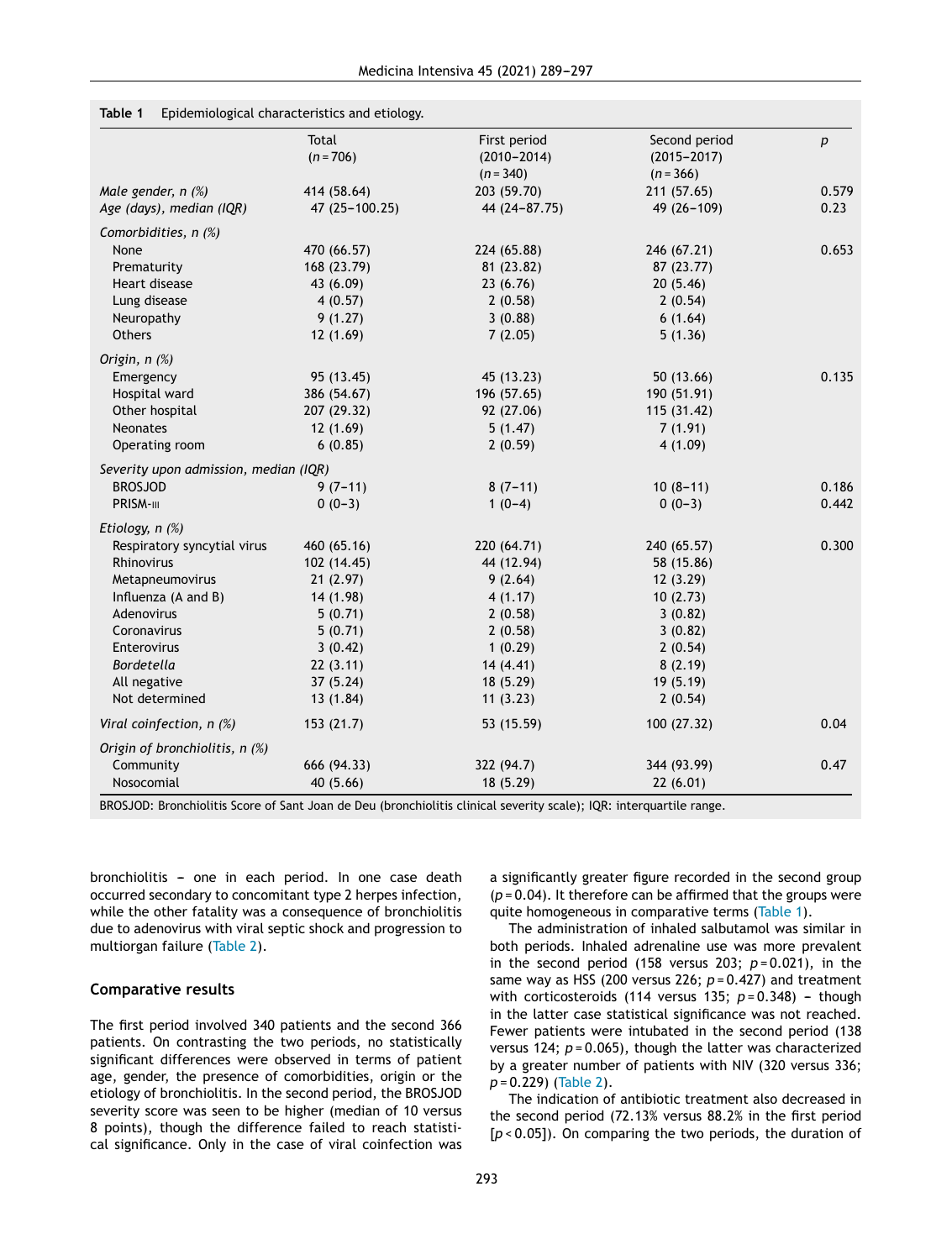**Table 1** Epidemiological characteristics and etiology.

| | Total (n = 706) | First period (2010–2014) (n = 340) | Second period (2015–2017) (n = 366) | p |
|---|---|---|---|---|
| *Male gender, n (%)* | 414 (58.64) | 203 (59.70) | 211 (57.65) | 0.579 |
| *Age (days), median (IQR)* | 47 (25–100.25) | 44 (24–87.75) | 49 (26–109) | 0.23 |
| *Comorbidities, n (%)* | | | | |
| None | 470 (66.57) | 224 (65.88) | 246 (67.21) | 0.653 |
| Prematurity | 168 (23.79) | 81 (23.82) | 87 (23.77) | |
| Heart disease | 43 (6.09) | 23 (6.76) | 20 (5.46) | |
| Lung disease | 4 (0.57) | 2 (0.58) | 2 (0.54) | |
| Neuropathy | 9 (1.27) | 3 (0.88) | 6 (1.64) | |
| Others | 12 (1.69) | 7 (2.05) | 5 (1.36) | |
| *Origin, n (%)* | | | | |
| Emergency | 95 (13.45) | 45 (13.23) | 50 (13.66) | 0.135 |
| Hospital ward | 386 (54.67) | 196 (57.65) | 190 (51.91) | |
| Other hospital | 207 (29.32) | 92 (27.06) | 115 (31.42) | |
| Neonates | 12 (1.69) | 5 (1.47) | 7 (1.91) | |
| Operating room | 6 (0.85) | 2 (0.59) | 4 (1.09) | |
| *Severity upon admission, median (IQR)* | | | | |
| BROSJOD | 9 (7–11) | 8 (7–11) | 10 (8–11) | 0.186 |
| PRISM-III | 0 (0–3) | 1 (0–4) | 0 (0–3) | 0.442 |
| *Etiology, n (%)* | | | | |
| Respiratory syncytial virus | 460 (65.16) | 220 (64.71) | 240 (65.57) | 0.300 |
| Rhinovirus | 102 (14.45) | 44 (12.94) | 58 (15.86) | |
| Metapneumovirus | 21 (2.97) | 9 (2.64) | 12 (3.29) | |
| Influenza (A and B) | 14 (1.98) | 4 (1.17) | 10 (2.73) | |
| Adenovirus | 5 (0.71) | 2 (0.58) | 3 (0.82) | |
| Coronavirus | 5 (0.71) | 2 (0.58) | 3 (0.82) | |
| Enterovirus | 3 (0.42) | 1 (0.29) | 2 (0.54) | |
| *Bordetella* | 22 (3.11) | 14 (4.41) | 8 (2.19) | |
| All negative | 37 (5.24) | 18 (5.29) | 19 (5.19) | |
| Not determined | 13 (1.84) | 11 (3.23) | 2 (0.54) | |
| *Viral coinfection, n (%)* | 153 (21.7) | 53 (15.59) | 100 (27.32) | 0.04 |
| *Origin of bronchiolitis, n (%)* | | | | |
| Community | 666 (94.33) | 322 (94.7) | 344 (93.99) | 0.47 |
| Nosocomial | 40 (5.66) | 18 (5.29) | 22 (6.01) | |

BROSJOD: Bronchiolitis Score of Sant Joan de Deu (bronchiolitis clinical severity scale); IQR: interquartile range.

bronchiolitis – one in each period. In one case death occurred secondary to concomitant type 2 herpes infection, while the other fatality was a consequence of bronchiolitis due to adenovirus with viral septic shock and progression to multiorgan failure (Table 2).

## Comparative results

The first period involved 340 patients and the second 366 patients. On contrasting the two periods, no statistically significant differences were observed in terms of patient age, gender, the presence of comorbidities, origin or the etiology of bronchiolitis. In the second period, the BROSJOD severity score was seen to be higher (median of 10 versus 8 points), though the difference failed to reach statistical significance. Only in the case of viral coinfection was a significantly greater figure recorded in the second group ($p = 0.04$). It therefore can be affirmed that the groups were quite homogeneous in comparative terms (Table 1).

The administration of inhaled salbutamol was similar in both periods. Inhaled adrenaline use was more prevalent in the second period (158 versus 203; $p = 0.021$), in the same way as HSS (200 versus 226; $p = 0.427$) and treatment with corticosteroids (114 versus 135; $p = 0.348$) – though in the latter case statistical significance was not reached. Fewer patients were intubated in the second period (138 versus 124; $p = 0.065$), though the latter was characterized by a greater number of patients with NIV (320 versus 336; $p = 0.229$) (Table 2).

The indication of antibiotic treatment also decreased in the second period (72.13% versus 88.2% in the first period [$p < 0.05$]). On comparing the two periods, the duration of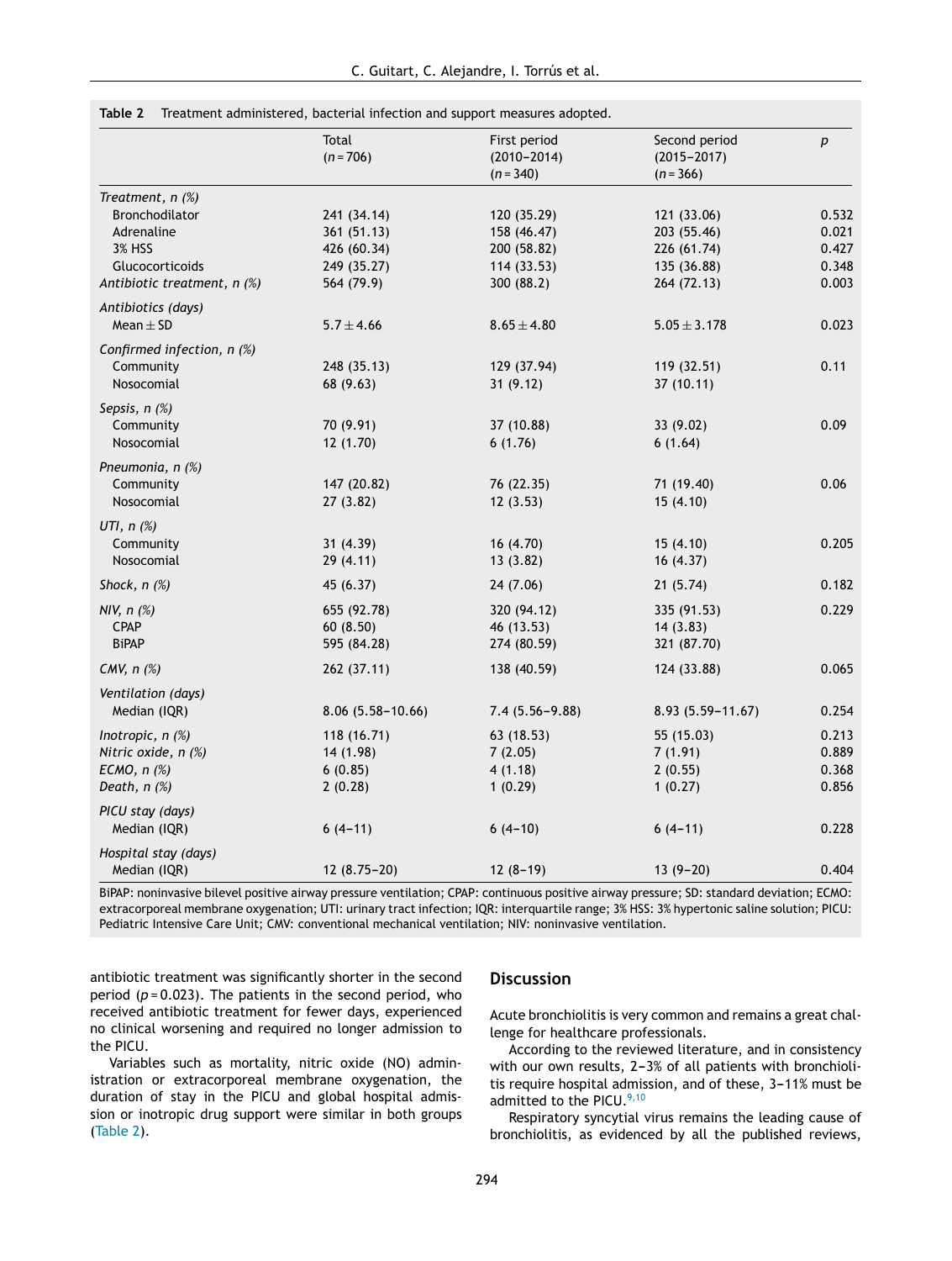**Table 2** Treatment administered, bacterial infection and support measures adopted.

| | Total (n = 706) | First period (2010–2014) (n = 340) | Second period (2015–2017) (n = 366) | p |
|---|---|---|---|---|
| *Treatment, n (%)* | | | | |
| Bronchodilator | 241 (34.14) | 120 (35.29) | 121 (33.06) | 0.532 |
| Adrenaline | 361 (51.13) | 158 (46.47) | 203 (55.46) | 0.021 |
| 3% HSS | 426 (60.34) | 200 (58.82) | 226 (61.74) | 0.427 |
| Glucocorticoids | 249 (35.27) | 114 (33.53) | 135 (36.88) | 0.348 |
| *Antibiotic treatment, n (%)* | 564 (79.9) | 300 (88.2) | 264 (72.13) | 0.003 |
| *Antibiotics (days)* | | | | |
| Mean ± SD | 5.7 ± 4.66 | 8.65 ± 4.80 | 5.05 ± 3.178 | 0.023 |
| *Confirmed infection, n (%)* | | | | |
| Community | 248 (35.13) | 129 (37.94) | 119 (32.51) | 0.11 |
| Nosocomial | 68 (9.63) | 31 (9.12) | 37 (10.11) | |
| *Sepsis, n (%)* | | | | |
| Community | 70 (9.91) | 37 (10.88) | 33 (9.02) | 0.09 |
| Nosocomial | 12 (1.70) | 6 (1.76) | 6 (1.64) | |
| *Pneumonia, n (%)* | | | | |
| Community | 147 (20.82) | 76 (22.35) | 71 (19.40) | 0.06 |
| Nosocomial | 27 (3.82) | 12 (3.53) | 15 (4.10) | |
| *UTI, n (%)* | | | | |
| Community | 31 (4.39) | 16 (4.70) | 15 (4.10) | 0.205 |
| Nosocomial | 29 (4.11) | 13 (3.82) | 16 (4.37) | |
| *Shock, n (%)* | 45 (6.37) | 24 (7.06) | 21 (5.74) | 0.182 |
| *NIV, n (%)* | 655 (92.78) | 320 (94.12) | 335 (91.53) | 0.229 |
| CPAP | 60 (8.50) | 46 (13.53) | 14 (3.83) | |
| BiPAP | 595 (84.28) | 274 (80.59) | 321 (87.70) | |
| *CMV, n (%)* | 262 (37.11) | 138 (40.59) | 124 (33.88) | 0.065 |
| *Ventilation (days)* | | | | |
| Median (IQR) | 8.06 (5.58–10.66) | 7.4 (5.56–9.88) | 8.93 (5.59–11.67) | 0.254 |
| *Inotropic, n (%)* | 118 (16.71) | 63 (18.53) | 55 (15.03) | 0.213 |
| *Nitric oxide, n (%)* | 14 (1.98) | 7 (2.05) | 7 (1.91) | 0.889 |
| *ECMO, n (%)* | 6 (0.85) | 4 (1.18) | 2 (0.55) | 0.368 |
| *Death, n (%)* | 2 (0.28) | 1 (0.29) | 1 (0.27) | 0.856 |
| *PICU stay (days)* | | | | |
| Median (IQR) | 6 (4–11) | 6 (4–10) | 6 (4–11) | 0.228 |
| *Hospital stay (days)* | | | | |
| Median (IQR) | 12 (8.75–20) | 12 (8–19) | 13 (9–20) | 0.404 |

BiPAP: noninvasive bilevel positive airway pressure ventilation; CPAP: continuous positive airway pressure; SD: standard deviation; ECMO: extracorporeal membrane oxygenation; UTI: urinary tract infection; IQR: interquartile range; 3% HSS: 3% hypertonic saline solution; PICU: Pediatric Intensive Care Unit; CMV: conventional mechanical ventilation; NIV: noninvasive ventilation.

antibiotic treatment was significantly shorter in the second period ($p = 0.023$). The patients in the second period, who received antibiotic treatment for fewer days, experienced no clinical worsening and required no longer admission to the PICU.

Variables such as mortality, nitric oxide (NO) administration or extracorporeal membrane oxygenation, the duration of stay in the PICU and global hospital admission or inotropic drug support were similar in both groups (Table 2).

## Discussion

Acute bronchiolitis is very common and remains a great challenge for healthcare professionals.

According to the reviewed literature, and in consistency with our own results, 2–3% of all patients with bronchiolitis require hospital admission, and of these, 3–11% must be admitted to the PICU.[9,10]

Respiratory syncytial virus remains the leading cause of bronchiolitis, as evidenced by all the published reviews,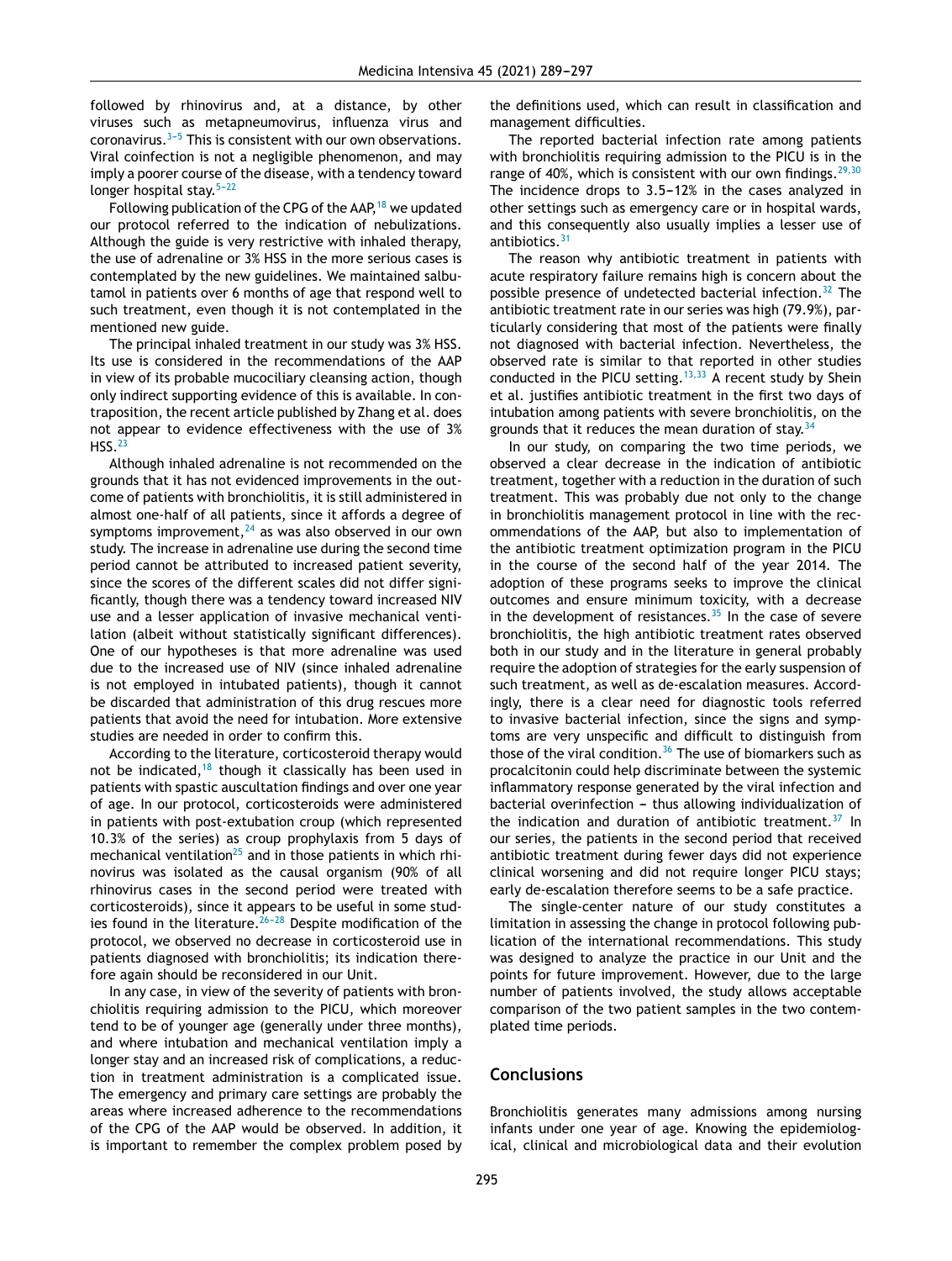followed by rhinovirus and, at a distance, by other viruses such as metapneumovirus, influenza virus and coronavirus.[3-5] This is consistent with our own observations. Viral coinfection is not a negligible phenomenon, and may imply a poorer course of the disease, with a tendency toward longer hospital stay.[5-22]

Following publication of the CPG of the AAP,[18] we updated our protocol referred to the indication of nebulizations. Although the guide is very restrictive with inhaled therapy, the use of adrenaline or 3% HSS in the more serious cases is contemplated by the new guidelines. We maintained salbutamol in patients over 6 months of age that respond well to such treatment, even though it is not contemplated in the mentioned new guide.

The principal inhaled treatment in our study was 3% HSS. Its use is considered in the recommendations of the AAP in view of its probable mucociliary cleansing action, though only indirect supporting evidence of this is available. In contraposition, the recent article published by Zhang et al. does not appear to evidence effectiveness with the use of 3% HSS.[23]

Although inhaled adrenaline is not recommended on the grounds that it has not evidenced improvements in the outcome of patients with bronchiolitis, it is still administered in almost one-half of all patients, since it affords a degree of symptoms improvement,[24] as was also observed in our own study. The increase in adrenaline use during the second time period cannot be attributed to increased patient severity, since the scores of the different scales did not differ significantly, though there was a tendency toward increased NIV use and a lesser application of invasive mechanical ventilation (albeit without statistically significant differences). One of our hypotheses is that more adrenaline was used due to the increased use of NIV (since inhaled adrenaline is not employed in intubated patients), though it cannot be discarded that administration of this drug rescues more patients that avoid the need for intubation. More extensive studies are needed in order to confirm this.

According to the literature, corticosteroid therapy would not be indicated,[18] though it classically has been used in patients with spastic auscultation findings and over one year of age. In our protocol, corticosteroids were administered in patients with post-extubation croup (which represented 10.3% of the series) as croup prophylaxis from 5 days of mechanical ventilation[25] and in those patients in which rhinovirus was isolated as the causal organism (90% of all rhinovirus cases in the second period were treated with corticosteroids), since it appears to be useful in some studies found in the literature.[26-28] Despite modification of the protocol, we observed no decrease in corticosteroid use in patients diagnosed with bronchiolitis; its indication therefore again should be reconsidered in our Unit.

In any case, in view of the severity of patients with bronchiolitis requiring admission to the PICU, which moreover tend to be of younger age (generally under three months), and where intubation and mechanical ventilation imply a longer stay and an increased risk of complications, a reduction in treatment administration is a complicated issue. The emergency and primary care settings are probably the areas where increased adherence to the recommendations of the CPG of the AAP would be observed. In addition, it is important to remember the complex problem posed by the definitions used, which can result in classification and management difficulties.

The reported bacterial infection rate among patients with bronchiolitis requiring admission to the PICU is in the range of 40%, which is consistent with our own findings.[29,30] The incidence drops to 3.5–12% in the cases analyzed in other settings such as emergency care or in hospital wards, and this consequently also usually implies a lesser use of antibiotics.[31]

The reason why antibiotic treatment in patients with acute respiratory failure remains high is concern about the possible presence of undetected bacterial infection.[32] The antibiotic treatment rate in our series was high (79.9%), particularly considering that most of the patients were finally not diagnosed with bacterial infection. Nevertheless, the observed rate is similar to that reported in other studies conducted in the PICU setting.[13,33] A recent study by Shein et al. justifies antibiotic treatment in the first two days of intubation among patients with severe bronchiolitis, on the grounds that it reduces the mean duration of stay.[34]

In our study, on comparing the two time periods, we observed a clear decrease in the indication of antibiotic treatment, together with a reduction in the duration of such treatment. This was probably due not only to the change in bronchiolitis management protocol in line with the recommendations of the AAP, but also to implementation of the antibiotic treatment optimization program in the PICU in the course of the second half of the year 2014. The adoption of these programs seeks to improve the clinical outcomes and ensure minimum toxicity, with a decrease in the development of resistances.[35] In the case of severe bronchiolitis, the high antibiotic treatment rates observed both in our study and in the literature in general probably require the adoption of strategies for the early suspension of such treatment, as well as de-escalation measures. Accordingly, there is a clear need for diagnostic tools referred to invasive bacterial infection, since the signs and symptoms are very unspecific and difficult to distinguish from those of the viral condition.[36] The use of biomarkers such as procalcitonin could help discriminate between the systemic inflammatory response generated by the viral infection and bacterial overinfection – thus allowing individualization of the indication and duration of antibiotic treatment.[37] In our series, the patients in the second period that received antibiotic treatment during fewer days did not experience clinical worsening and did not require longer PICU stays; early de-escalation therefore seems to be a safe practice.

The single-center nature of our study constitutes a limitation in assessing the change in protocol following publication of the international recommendations. This study was designed to analyze the practice in our Unit and the points for future improvement. However, due to the large number of patients involved, the study allows acceptable comparison of the two patient samples in the two contemplated time periods.

## Conclusions

Bronchiolitis generates many admissions among nursing infants under one year of age. Knowing the epidemiological, clinical and microbiological data and their evolution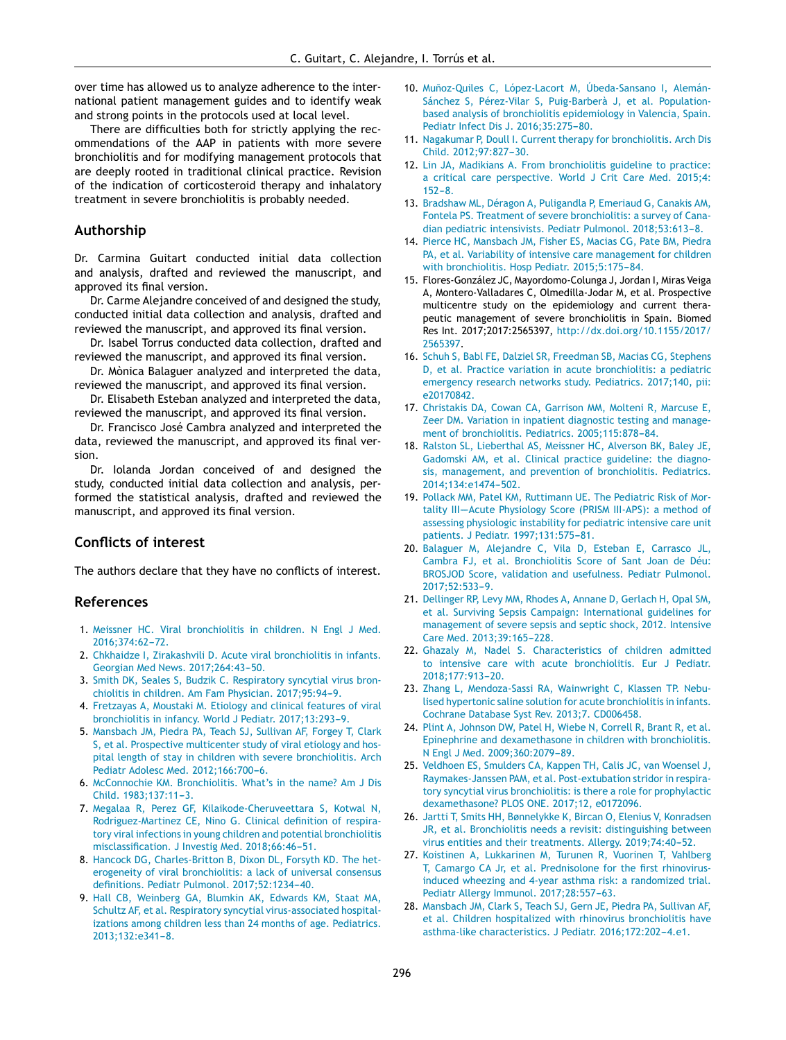over time has allowed us to analyze adherence to the international patient management guides and to identify weak and strong points in the protocols used at local level.

There are difficulties both for strictly applying the recommendations of the AAP in patients with more severe bronchiolitis and for modifying management protocols that are deeply rooted in traditional clinical practice. Revision of the indication of corticosteroid therapy and inhalatory treatment in severe bronchiolitis is probably needed.

## Authorship

Dr. Carmina Guitart conducted initial data collection and analysis, drafted and reviewed the manuscript, and approved its final version.

Dr. Carme Alejandre conceived of and designed the study, conducted initial data collection and analysis, drafted and reviewed the manuscript, and approved its final version.

Dr. Isabel Torrus conducted data collection, drafted and reviewed the manuscript, and approved its final version.

Dr. Mònica Balaguer analyzed and interpreted the data, reviewed the manuscript, and approved its final version.

Dr. Elisabeth Esteban analyzed and interpreted the data, reviewed the manuscript, and approved its final version.

Dr. Francisco José Cambra analyzed and interpreted the data, reviewed the manuscript, and approved its final version.

Dr. Iolanda Jordan conceived of and designed the study, conducted initial data collection and analysis, performed the statistical analysis, drafted and reviewed the manuscript, and approved its final version.

## Conflicts of interest

The authors declare that they have no conflicts of interest.

## References

1. Meissner HC. Viral bronchiolitis in children. N Engl J Med. 2016;374:62–72.
2. Chkhaidze I, Zirakashvili D. Acute viral bronchiolitis in infants. Georgian Med News. 2017;264:43–50.
3. Smith DK, Seales S, Budzik C. Respiratory syncytial virus bronchiolitis in children. Am Fam Physician. 2017;95:94–9.
4. Fretzayas A, Moustaki M. Etiology and clinical features of viral bronchiolitis in infancy. World J Pediatr. 2017;13:293–9.
5. Mansbach JM, Piedra PA, Teach SJ, Sullivan AF, Forgey T, Clark S, et al. Prospective multicenter study of viral etiology and hospital length of stay in children with severe bronchiolitis. Arch Pediatr Adolesc Med. 2012;166:700–6.
6. McConnochie KM. Bronchiolitis. What's in the name? Am J Dis Child. 1983;137:11–3.
7. Megalaa R, Perez GF, Kilaikode-Cheruveettara S, Kotwal N, Rodriguez-Martinez CE, Nino G. Clinical definition of respiratory viral infections in young children and potential bronchiolitis misclassification. J Investig Med. 2018;66:46–51.
8. Hancock DG, Charles-Britton B, Dixon DL, Forsyth KD. The heterogeneity of viral bronchiolitis: a lack of universal consensus definitions. Pediatr Pulmonol. 2017;52:1234–40.
9. Hall CB, Weinberg GA, Blumkin AK, Edwards KM, Staat MA, Schultz AF, et al. Respiratory syncytial virus-associated hospitalizations among children less than 24 months of age. Pediatrics. 2013;132:e341–8.
10. Muñoz-Quiles C, López-Lacort M, Úbeda-Sansano I, Alemán-Sánchez S, Pérez-Vilar S, Puig-Barberà J, et al. Population-based analysis of bronchiolitis epidemiology in Valencia, Spain. Pediatr Infect Dis J. 2016;35:275–80.
11. Nagakumar P, Doull I. Current therapy for bronchiolitis. Arch Dis Child. 2012;97:827–30.
12. Lin JA, Madikians A. From bronchiolitis guideline to practice: a critical care perspective. World J Crit Care Med. 2015;4:152–8.
13. Bradshaw ML, Déragon A, Puligandla P, Emeriaud G, Canakis AM, Fontela PS. Treatment of severe bronchiolitis: a survey of Canadian pediatric intensivists. Pediatr Pulmonol. 2018;53:613–8.
14. Pierce HC, Mansbach JM, Fisher ES, Macias CG, Pate BM, Piedra PA, et al. Variability of intensive care management for children with bronchiolitis. Hosp Pediatr. 2015;5:175–84.
15. Flores-González JC, Mayordomo-Colunga J, Jordan I, Miras Veiga A, Montero-Valladares C, Olmedilla-Jodar M, et al. Prospective multicentre study on the epidemiology and current therapeutic management of severe bronchiolitis in Spain. Biomed Res Int. 2017;2017:2565397, http://dx.doi.org/10.1155/2017/2565397.
16. Schuh S, Babl FE, Dalziel SR, Freedman SB, Macias CG, Stephens D, et al. Practice variation in acute bronchiolitis: a pediatric emergency research networks study. Pediatrics. 2017;140, pii: e20170842.
17. Christakis DA, Cowan CA, Garrison MM, Molteni R, Marcuse E, Zeer DM. Variation in inpatient diagnostic testing and management of bronchiolitis. Pediatrics. 2005;115:878–84.
18. Ralston SL, Lieberthal AS, Meissner HC, Alverson BK, Baley JE, Gadomski AM, et al. Clinical practice guideline: the diagnosis, management, and prevention of bronchiolitis. Pediatrics. 2014;134:e1474–502.
19. Pollack MM, Patel KM, Ruttimann UE. The Pediatric Risk of Mortality III—Acute Physiology Score (PRISM III-APS): a method of assessing physiologic instability for pediatric intensive care unit patients. J Pediatr. 1997;131:575–81.
20. Balaguer M, Alejandre C, Vila D, Esteban E, Carrasco JL, Cambra FJ, et al. Bronchiolitis Score of Sant Joan de Déu: BROSJOD Score, validation and usefulness. Pediatr Pulmonol. 2017;52:533–9.
21. Dellinger RP, Levy MM, Rhodes A, Annane D, Gerlach H, Opal SM, et al. Surviving Sepsis Campaign: International guidelines for management of severe sepsis and septic shock, 2012. Intensive Care Med. 2013;39:165–228.
22. Ghazaly M, Nadel S. Characteristics of children admitted to intensive care with acute bronchiolitis. Eur J Pediatr. 2018;177:913–20.
23. Zhang L, Mendoza-Sassi RA, Wainwright C, Klassen TP. Nebulised hypertonic saline solution for acute bronchiolitis in infants. Cochrane Database Syst Rev. 2013;7. CD006458.
24. Plint A, Johnson DW, Patel H, Wiebe N, Correll R, Brant R, et al. Epinephrine and dexamethasone in children with bronchiolitis. N Engl J Med. 2009;360:2079–89.
25. Veldhoen ES, Smulders CA, Kappen TH, Calis JC, van Woensel J, Raymakes-Janssen PAM, et al. Post-extubation stridor in respiratory syncytial virus bronchiolitis: is there a role for prophylactic dexamethasone? PLOS ONE. 2017;12, e0172096.
26. Jartti T, Smits HH, Bønnelykke K, Bircan O, Elenius V, Konradsen JR, et al. Bronchiolitis needs a revisit: distinguishing between virus entities and their treatments. Allergy. 2019;74:40–52.
27. Koistinen A, Lukkarinen M, Turunen R, Vuorinen T, Vahlberg T, Camargo CA Jr, et al. Prednisolone for the first rhinovirus-induced wheezing and 4-year asthma risk: a randomized trial. Pediatr Allergy Immunol. 2017;28:557–63.
28. Mansbach JM, Clark S, Teach SJ, Gern JE, Piedra PA, Sullivan AF, et al. Children hospitalized with rhinovirus bronchiolitis have asthma-like characteristics. J Pediatr. 2016;172:202–4.e1.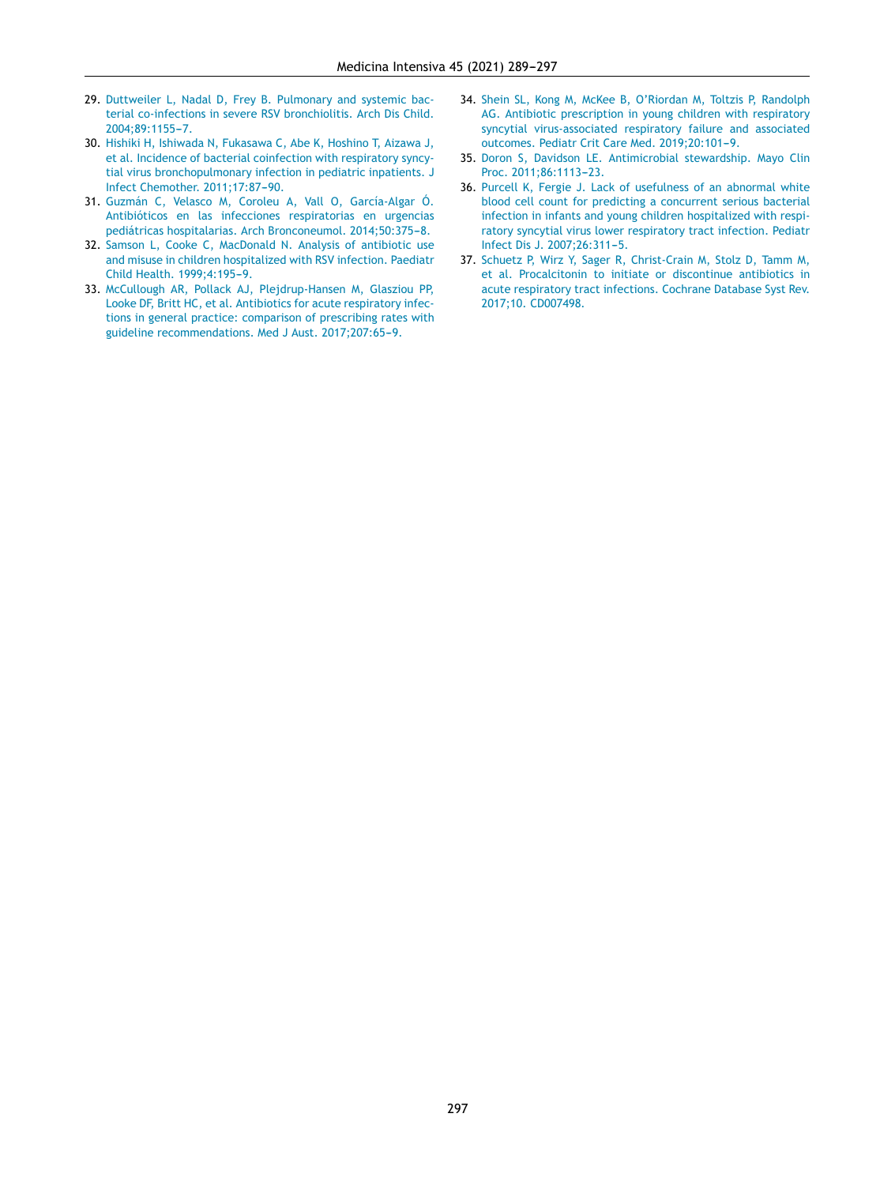29. Duttweiler L, Nadal D, Frey B. Pulmonary and systemic bacterial co-infections in severe RSV bronchiolitis. Arch Dis Child. 2004;89:1155–7.
30. Hishiki H, Ishiwada N, Fukasawa C, Abe K, Hoshino T, Aizawa J, et al. Incidence of bacterial coinfection with respiratory syncytial virus bronchopulmonary infection in pediatric inpatients. J Infect Chemother. 2011;17:87–90.
31. Guzmán C, Velasco M, Coroleu A, Vall O, García-Algar Ó. Antibióticos en las infecciones respiratorias en urgencias pediátricas hospitalarias. Arch Bronconeumol. 2014;50:375–8.
32. Samson L, Cooke C, MacDonald N. Analysis of antibiotic use and misuse in children hospitalized with RSV infection. Paediatr Child Health. 1999;4:195–9.
33. McCullough AR, Pollack AJ, Plejdrup-Hansen M, Glasziou PP, Looke DF, Britt HC, et al. Antibiotics for acute respiratory infections in general practice: comparison of prescribing rates with guideline recommendations. Med J Aust. 2017;207:65–9.
34. Shein SL, Kong M, McKee B, O'Riordan M, Toltzis P, Randolph AG. Antibiotic prescription in young children with respiratory syncytial virus-associated respiratory failure and associated outcomes. Pediatr Crit Care Med. 2019;20:101–9.
35. Doron S, Davidson LE. Antimicrobial stewardship. Mayo Clin Proc. 2011;86:1113–23.
36. Purcell K, Fergie J. Lack of usefulness of an abnormal white blood cell count for predicting a concurrent serious bacterial infection in infants and young children hospitalized with respiratory syncytial virus lower respiratory tract infection. Pediatr Infect Dis J. 2007;26:311–5.
37. Schuetz P, Wirz Y, Sager R, Christ-Crain M, Stolz D, Tamm M, et al. Procalcitonin to initiate or discontinue antibiotics in acute respiratory tract infections. Cochrane Database Syst Rev. 2017;10. CD007498.